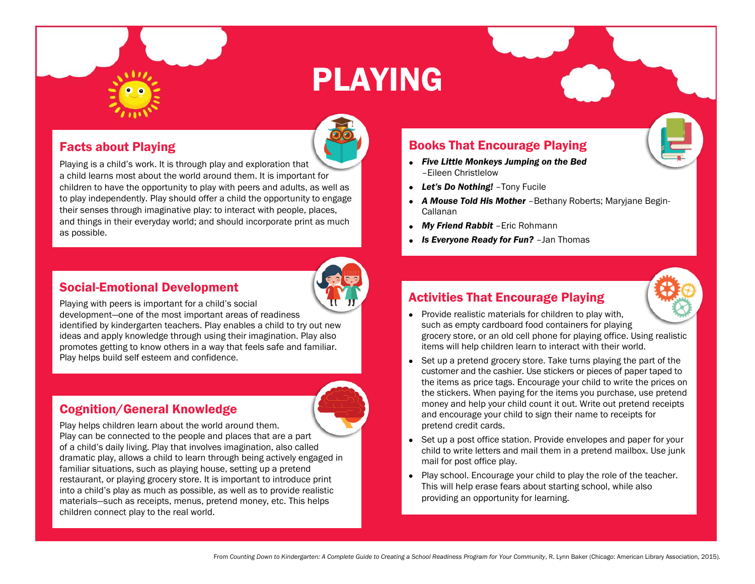# PLAYING

## Facts about Playing

Playing is a child's work. It is through play and exploration that a child learns most about the world around them. It is important for children to have the opportunity to play with peers and adults, as well as to play independently. Play should offer a child the opportunity to engage their senses through imaginative play: to interact with people, places, and things in their everyday world; and should incorporate print as much as possible.

## Social-Emotional Development

Playing with peers is important for a child's social development—one of the most important areas of readiness identified by kindergarten teachers. Play enables a child to try out new ideas and apply knowledge through using their imagination. Play also promotes getting to know others in a way that feels safe and familiar. Play helps build self esteem and confidence.

## Cognition/General Knowledge

Play helps children learn about the world around them. Play can be connected to the people and places that are a part of a child's daily living. Play that involves imagination, also called dramatic play, allows a child to learn through being actively engaged in familiar situations, such as playing house, setting up a pretend restaurant, or playing grocery store. It is important to introduce print into a child's play as much as possible, as well as to provide realistic materials—such as receipts, menus, pretend money, etc. This helps children connect play to the real world.

## Books That Encourage Playing

- ***Five Little Monkeys Jumping on the Bed*** –Eileen Christlelow
- ***Let's Do Nothing!*** –Tony Fucile
- ***A Mouse Told His Mother*** –Bethany Roberts; Maryjane Begin-Callanan
- ***My Friend Rabbit*** –Eric Rohmann
- ***Is Everyone Ready for Fun?*** –Jan Thomas

## Activities That Encourage Playing

- Provide realistic materials for children to play with, such as empty cardboard food containers for playing grocery store, or an old cell phone for playing office. Using realistic items will help children learn to interact with their world.
- Set up a pretend grocery store. Take turns playing the part of the customer and the cashier. Use stickers or pieces of paper taped to the items as price tags. Encourage your child to write the prices on the stickers. When paying for the items you purchase, use pretend money and help your child count it out. Write out pretend receipts and encourage your child to sign their name to receipts for pretend credit cards.
- Set up a post office station. Provide envelopes and paper for your child to write letters and mail them in a pretend mailbox. Use junk mail for post office play.
- Play school. Encourage your child to play the role of the teacher. This will help erase fears about starting school, while also providing an opportunity for learning.

From *Counting Down to Kindergarten: A Complete Guide to Creating a School Readiness Program for Your Community*, R. Lynn Baker (Chicago: American Library Association, 2015).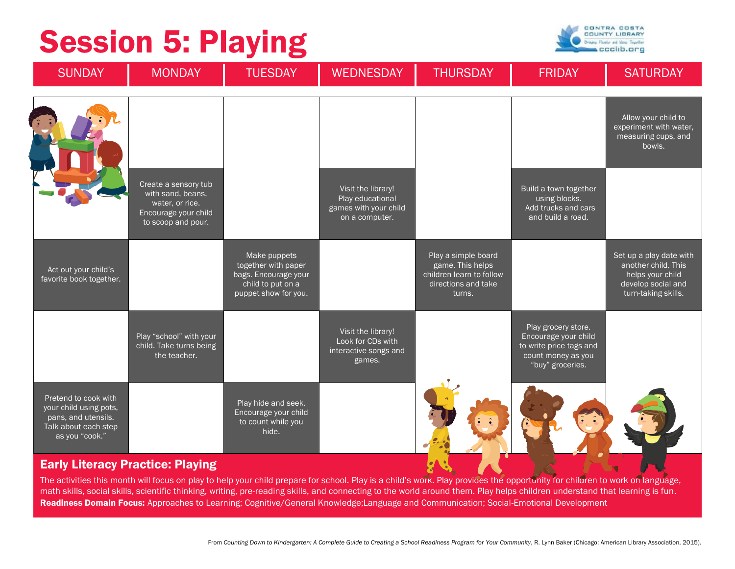# Session 5: Playing

| SUNDAY | MONDAY | TUESDAY | WEDNESDAY | THURSDAY | FRIDAY | SATURDAY |
|---|---|---|---|---|---|---|
| | | | | | | Allow your child to experiment with water, measuring cups, and bowls. |
| | Create a sensory tub with sand, beans, water, or rice. Encourage your child to scoop and pour. | | Visit the library! Play educational games with your child on a computer. | | Build a town together using blocks. Add trucks and cars and build a road. | |
| Act out your child's favorite book together. | | Make puppets together with paper bags. Encourage your child to put on a puppet show for you. | | Play a simple board game. This helps children learn to follow directions and take turns. | | Set up a play date with another child. This helps your child develop social and turn-taking skills. |
| | Play "school" with your child. Take turns being the teacher. | | Visit the library! Look for CDs with interactive songs and games. | | Play grocery store. Encourage your child to write price tags and count money as you "buy" groceries. | |
| Pretend to cook with your child using pots, pans, and utensils. Talk about each step as you "cook." | | Play hide and seek. Encourage your child to count while you hide. | | | | |

## Early Literacy Practice: Playing

The activities this month will focus on play to help your child prepare for school. Play is a child's work. Play provides the opportunity for children to work on language, math skills, social skills, scientific thinking, writing, pre-reading skills, and connecting to the world around them. Play helps children understand that learning is fun.

**Readiness Domain Focus:** Approaches to Learning; Cognitive/General Knowledge;Language and Communication; Social-Emotional Development

From *Counting Down to Kindergarten: A Complete Guide to Creating a School Readiness Program for Your Community*, R. Lynn Baker (Chicago: American Library Association, 2015).